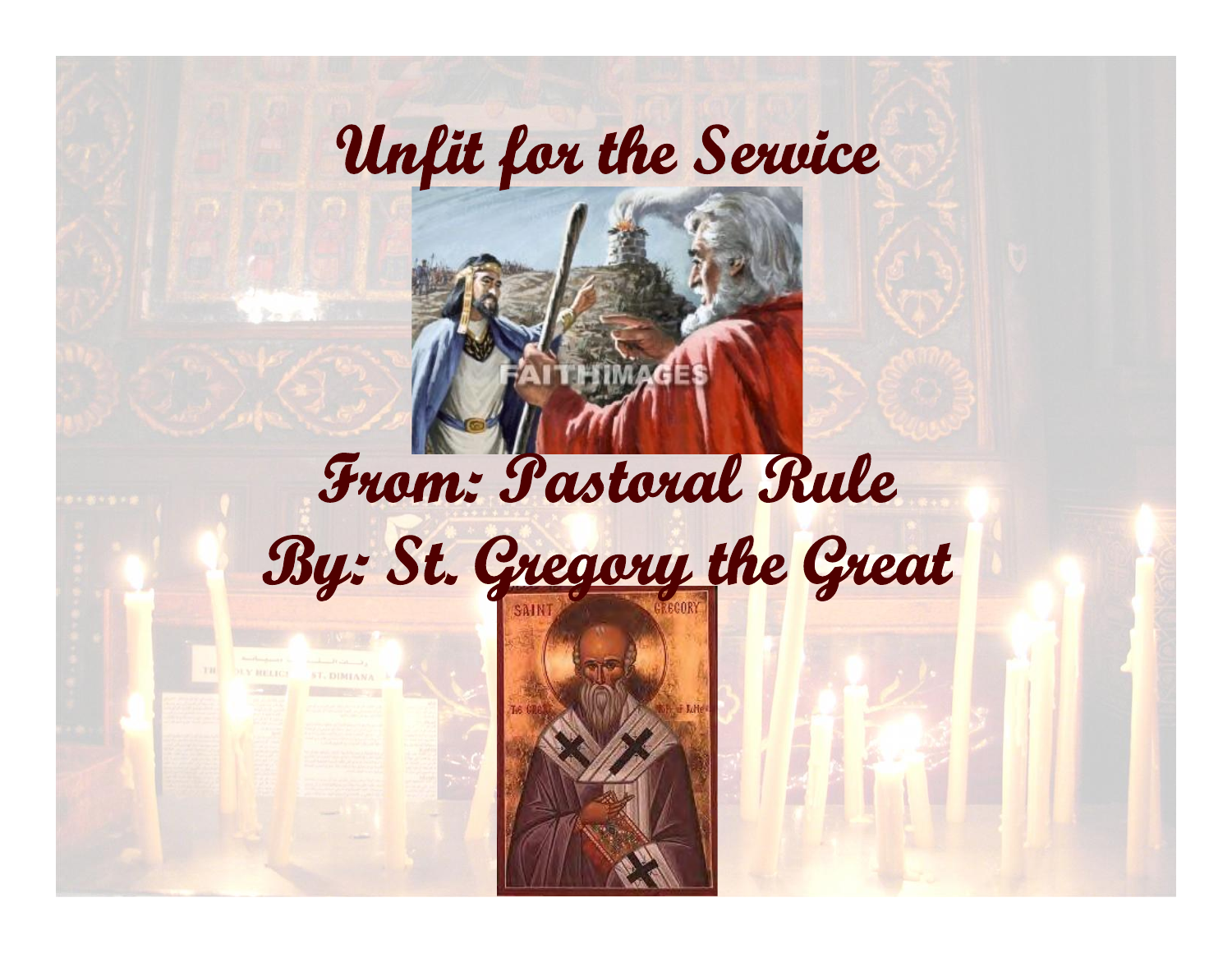# Unfit for the Service

## From: Pastoral Rule
## By: St. Gregory the Great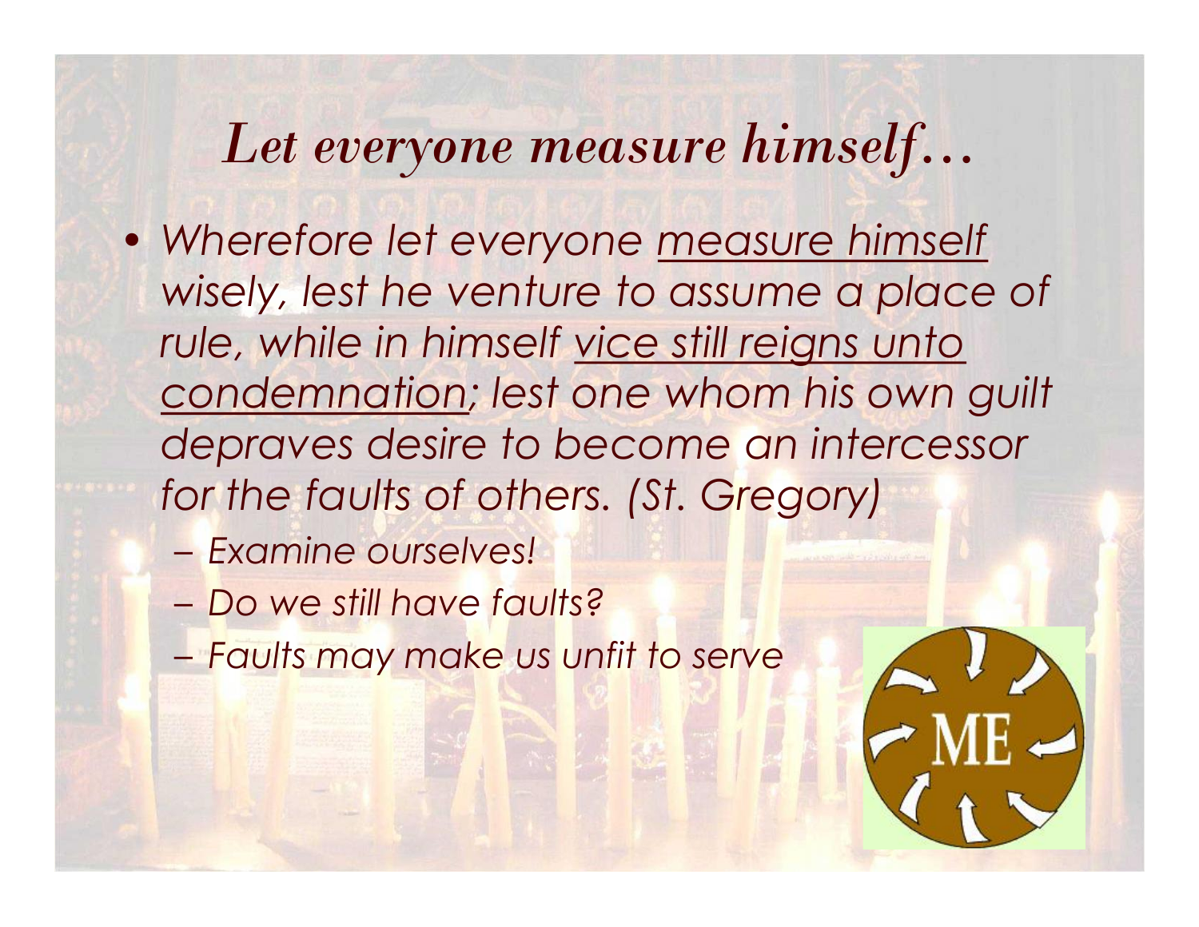# *Let everyone measure himself…*

- *Wherefore let everyone measure himself wisely, lest he venture to assume a place of rule, while in himself vice still reigns unto condemnation; lest one whom his own guilt depraves desire to become an intercessor for the faults of others. (St. Gregory)*
  - *Examine ourselves!*
  - *Do we still have faults?*
  - *Faults may make us unfit to serve*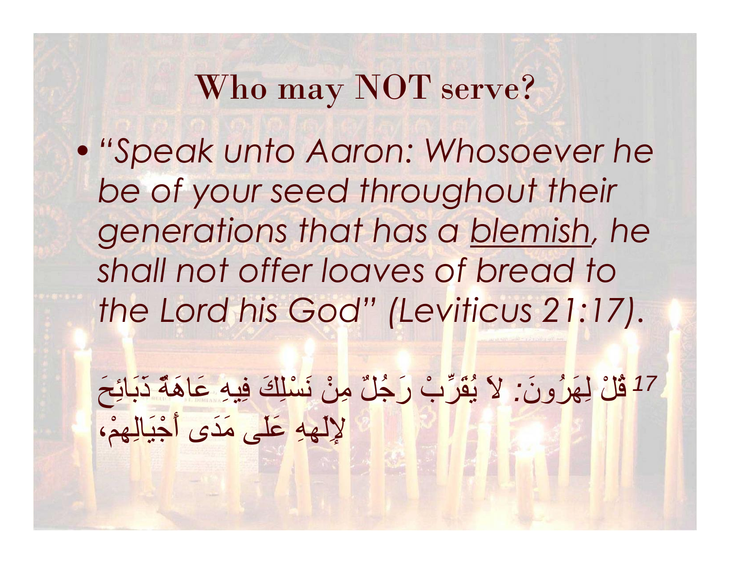# Who may NOT serve?

- *"Speak unto Aaron: Whosoever he be of your seed throughout their generations that has a <u>blemish</u>, he shall not offer loaves of bread to the Lord his God" (Leviticus 21:17).*

[17] قُلْ لِهَرُونَ: لاَ يُقَرِّبْ رَجُلٌ مِنْ نَسْلِكَ فِيهِ عَاهَةٌ ذَبَائِحَ لإِلَهِهِ عَلَى مَدَى أَجْيَالِهِمْ،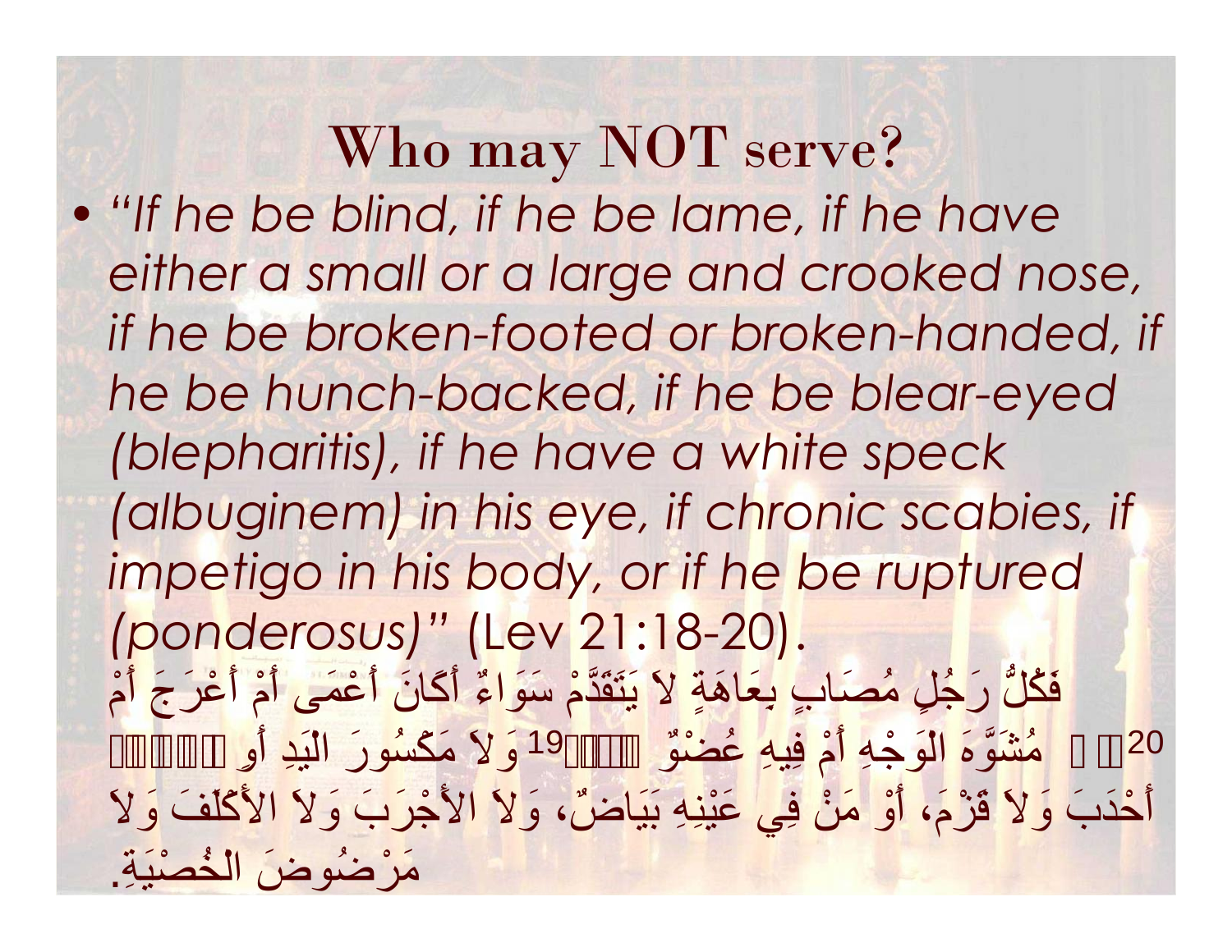# Who may NOT serve?

- *"If he be blind, if he be lame, if he have either a small or a large and crooked nose, if he be broken-footed or broken-handed, if he be hunch-backed, if he be blear-eyed (blepharitis), if he have a white speck (albuginem) in his eye, if chronic scabies, if impetigo in his body, or if he be ruptured (ponderosus)"* (Lev 21:18-20).

فَكُلُّ رَجُلٍ مُصَابٍ بِعَاهَةٍ لاَ يَتَقَدَّمْ سَوَاءٌ أَكَانَ أَعْمَى أَمْ أَعْرَجَ أَمْ مُشَوَّهَ الْوَجْهِ أَمْ فِيهِ عُضْوٌ 19 وَلاَ مَكْسُورَ الْيَدِ أَوِ 20 أَحْدَبَ وَلاَ قَزْمَ، أَوْ مَنْ فِي عَيْنِهِ بَيَاضٌ، وَلاَ الأَجْرَبَ وَلاَ الأَكْلَفَ وَلاَ مَرْضُوضَ الْخُصْيَةِ.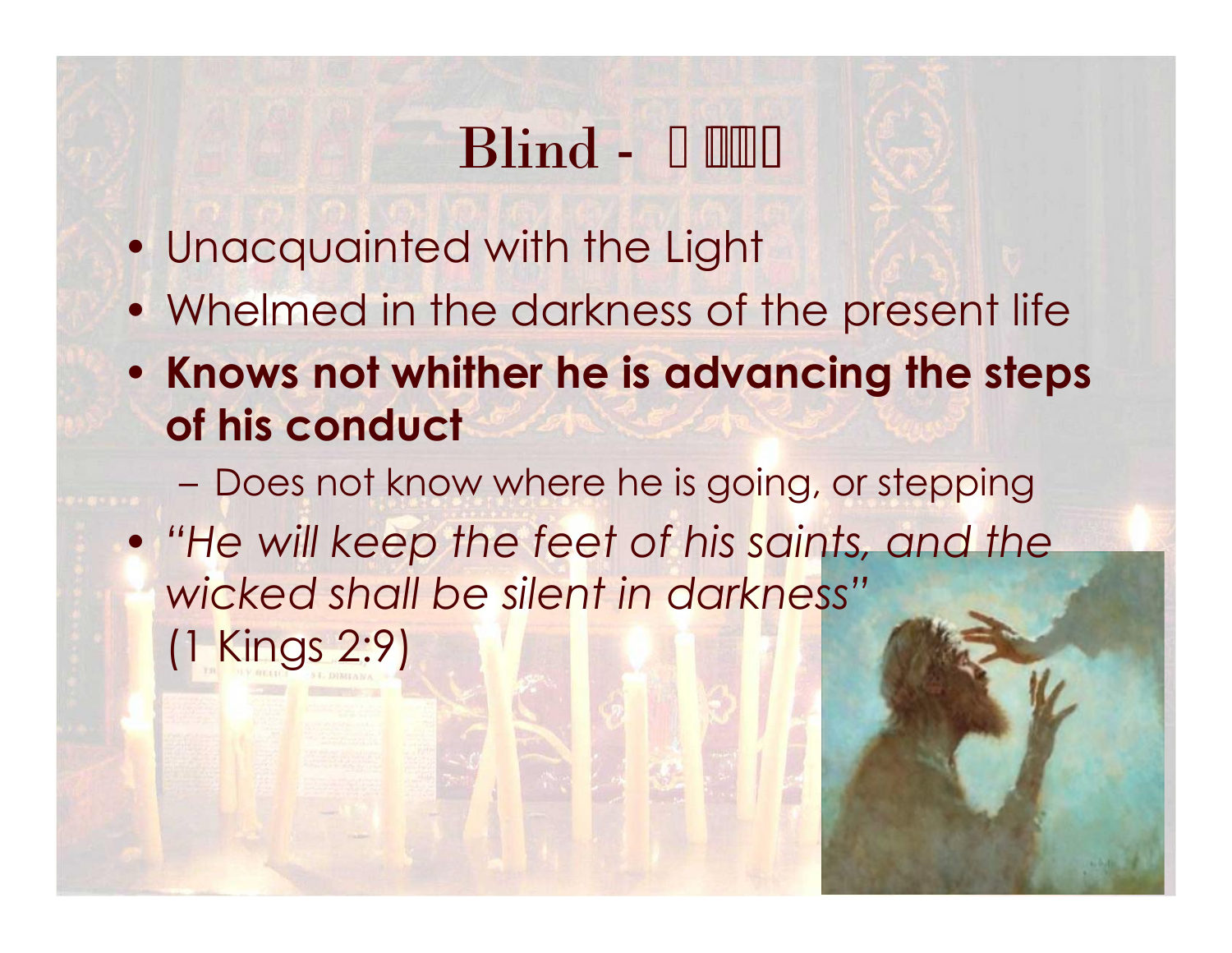# Blind - 

- Unacquainted with the Light
- Whelmed in the darkness of the present life
- **Knows not whither he is advancing the steps of his conduct**
  - Does not know where he is going, or stepping
- *"He will keep the feet of his saints, and the wicked shall be silent in darkness"* (1 Kings 2:9)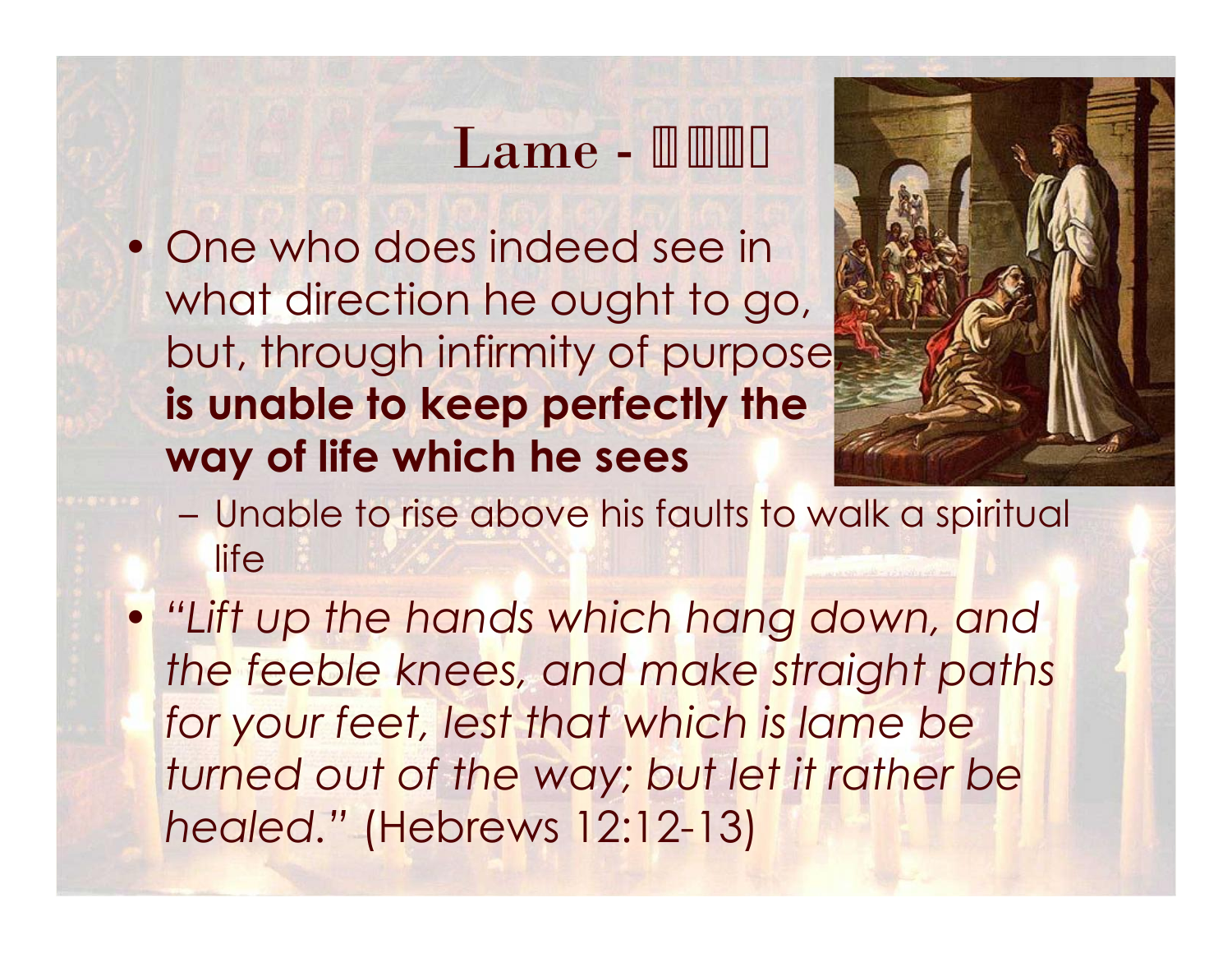# Lame - 

- One who does indeed see in what direction he ought to go, but, through infirmity of purpose, **is unable to keep perfectly the way of life which he sees**
  - Unable to rise above his faults to walk a spiritual life
- *"Lift up the hands which hang down, and the feeble knees, and make straight paths for your feet, lest that which is lame be turned out of the way; but let it rather be healed."* (Hebrews 12:12-13)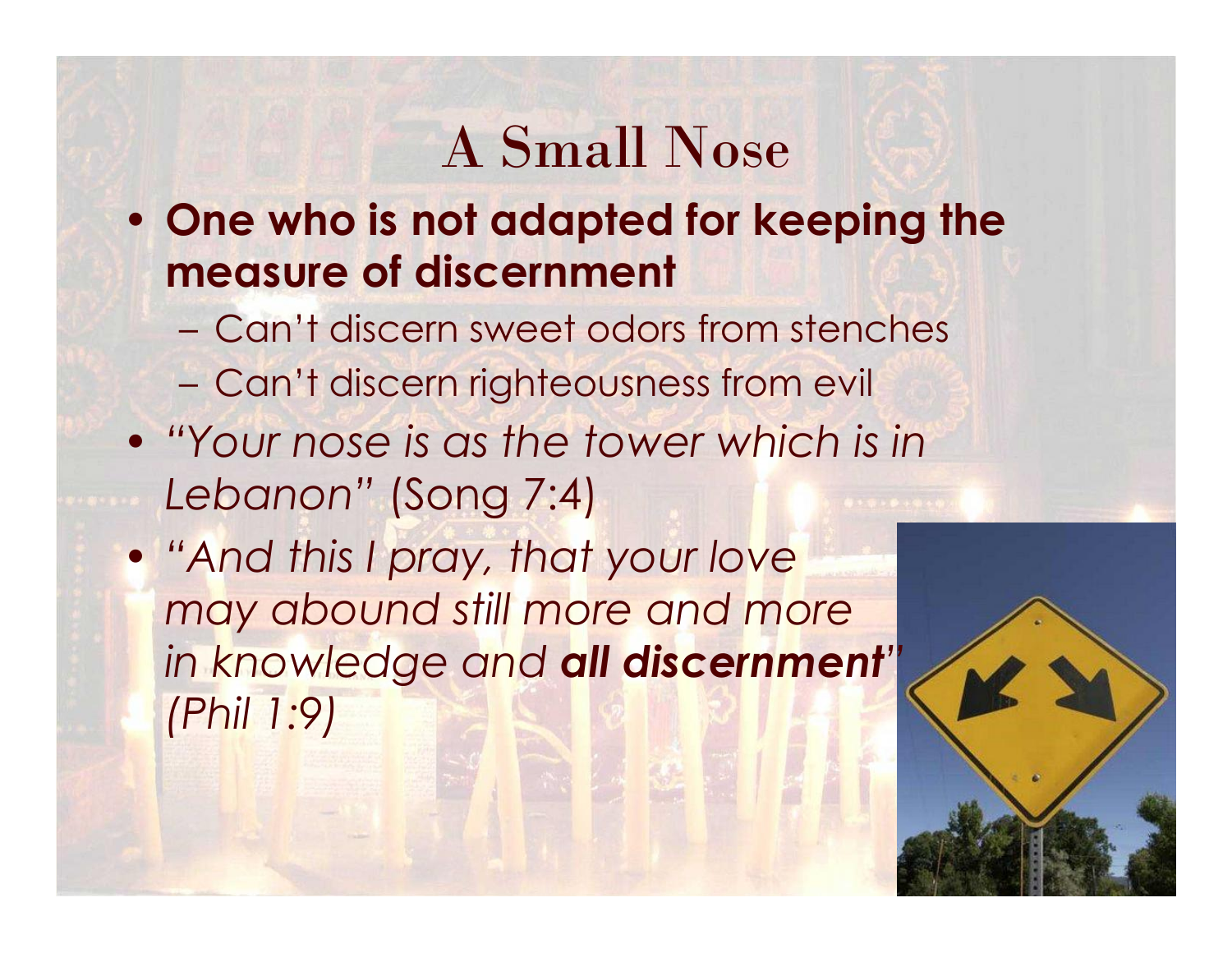# A Small Nose

- **One who is not adapted for keeping the measure of discernment**
  - Can't discern sweet odors from stenches
  - Can't discern righteousness from evil
- *"Your nose is as the tower which is in Lebanon"* (Song 7:4)
- *"And this I pray, that your love may abound still more and more in knowledge and **all discernment**" (Phil 1:9)*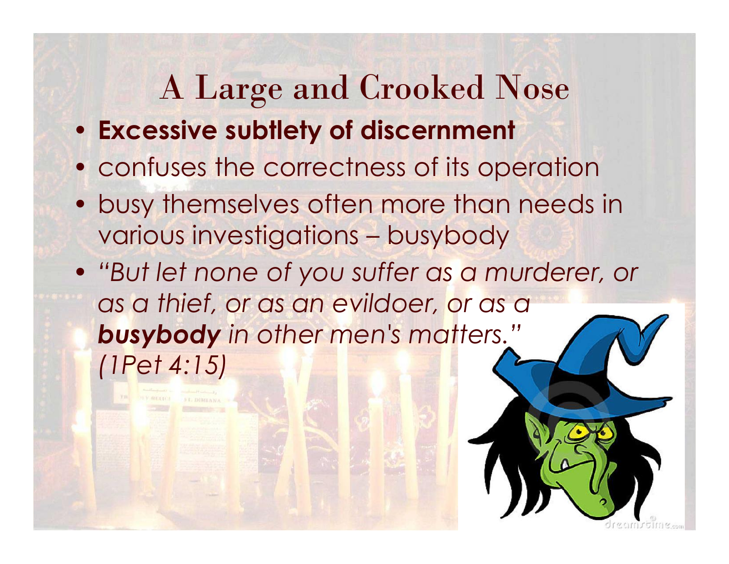# A Large and Crooked Nose

- **Excessive subtlety of discernment**
- confuses the correctness of its operation
- busy themselves often more than needs in various investigations – busybody
- *"But let none of you suffer as a murderer, or as a thief, or as an evildoer, or as a* ***busybody*** *in other men's matters." (1Pet 4:15)*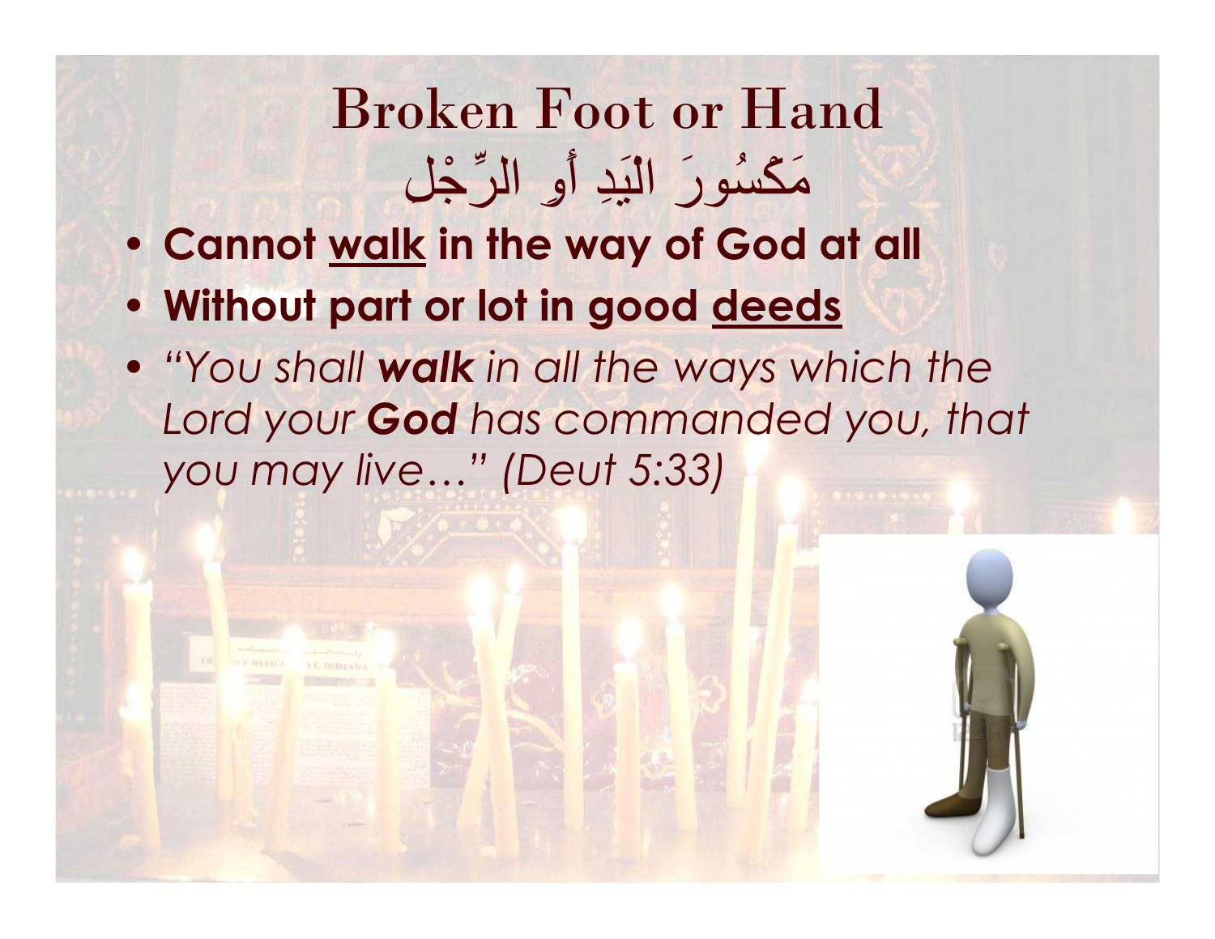# Broken Foot or Hand

## مَكْسُورَ الْيَدِ أَوِ الرِّجْلِ

- **Cannot <u>walk</u> in the way of God at all**
- **Without part or lot in good <u>deeds</u>**
- *"You shall **walk** in all the ways which the Lord your **God** has commanded you, that you may live…" (Deut 5:33)*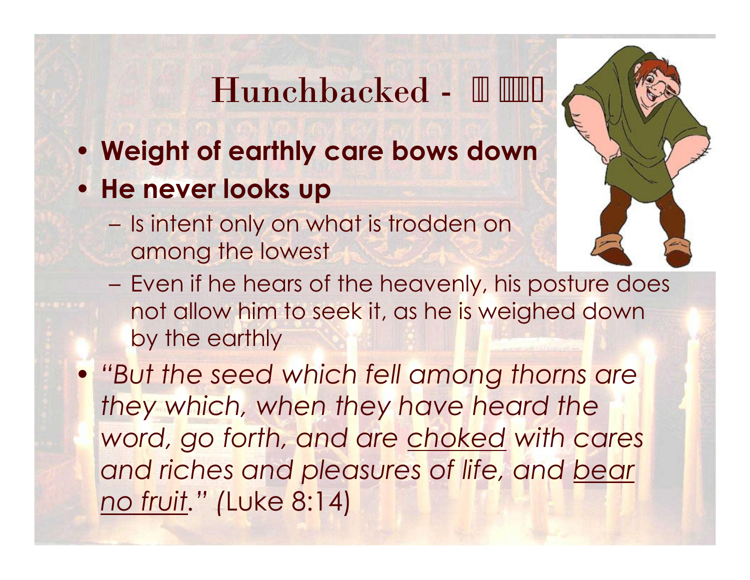# Hunchbacked - 

- **Weight of earthly care bows down**
- **He never looks up**
  - Is intent only on what is trodden on among the lowest
  - Even if he hears of the heavenly, his posture does not allow him to seek it, as he is weighed down by the earthly
- *"But the seed which fell among thorns are they which, when they have heard the word, go forth, and are <u>choked</u> with cares and riches and pleasures of life, and <u>bear no fruit</u>." (*Luke 8:14)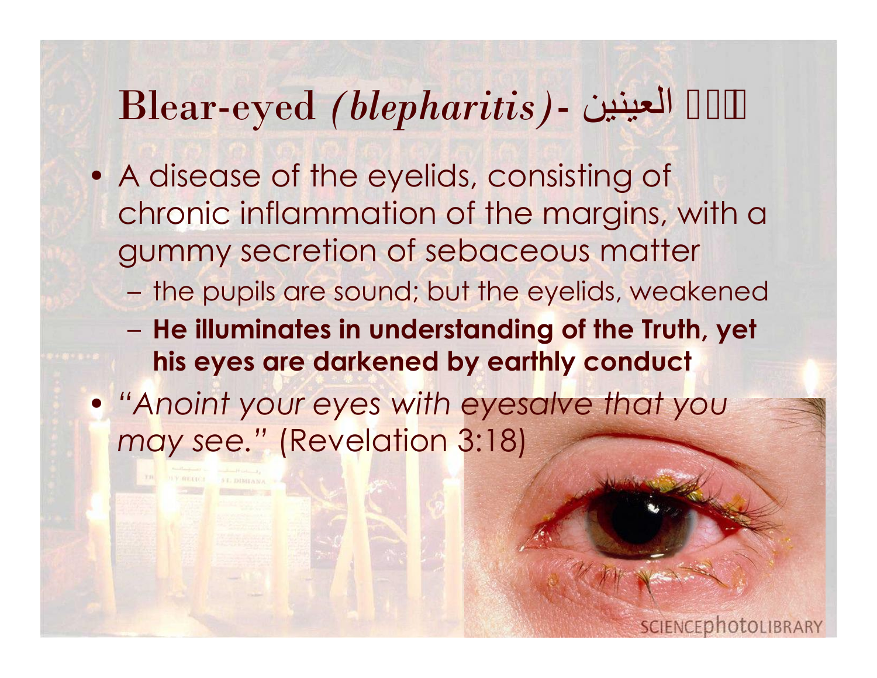# Blear-eyed *(blepharitis)*- العينين

- A disease of the eyelids, consisting of chronic inflammation of the margins, with a gummy secretion of sebaceous matter
  - the pupils are sound; but the eyelids, weakened
  - **He illuminates in understanding of the Truth, yet his eyes are darkened by earthly conduct**
- *"Anoint your eyes with eyesalve that you may see."* (Revelation 3:18)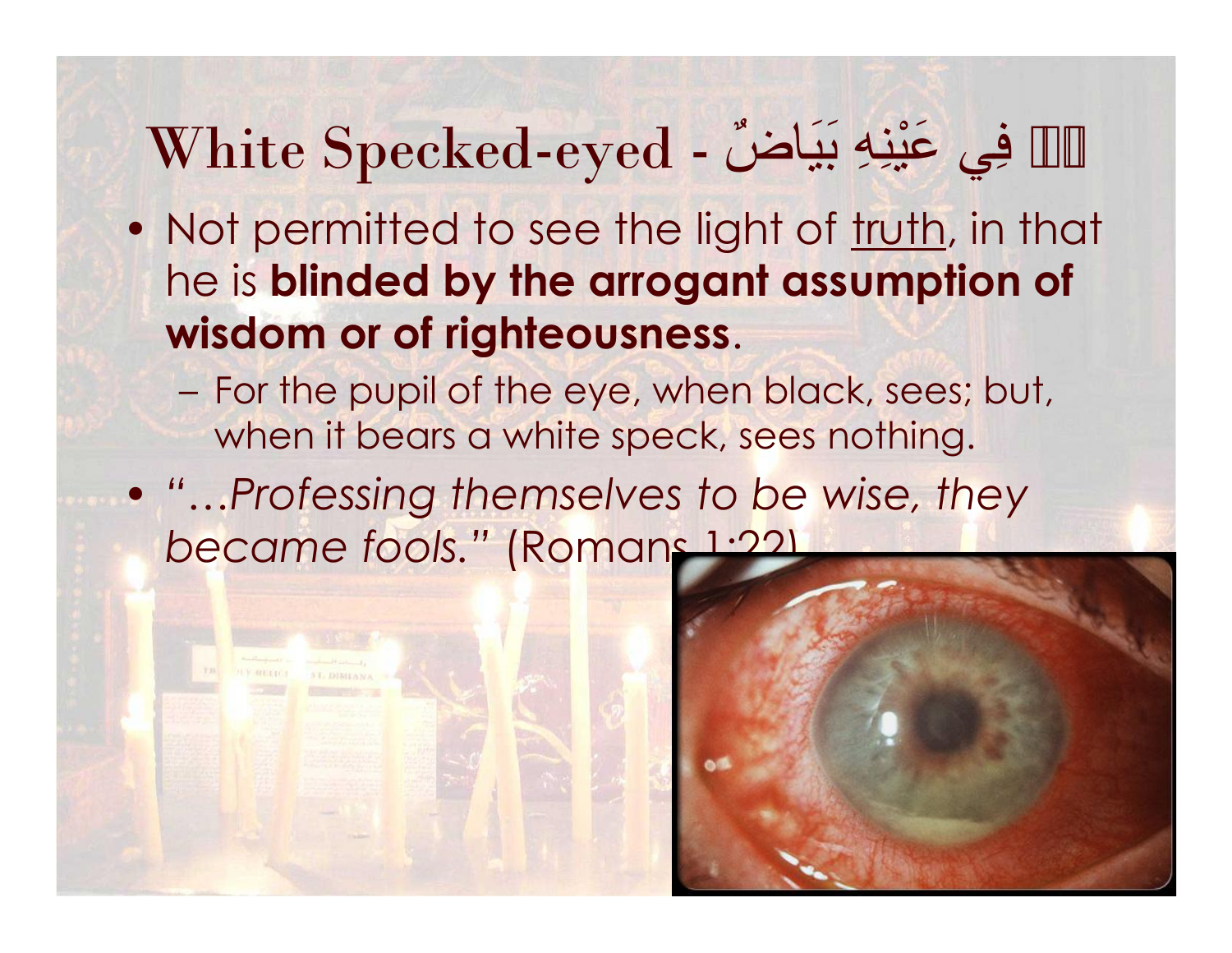# White Specked-eyed - فِي عَيْنِهِ بَيَاضٌ

- Not permitted to see the light of truth, in that he is **blinded by the arrogant assumption of wisdom or of righteousness**.
  - For the pupil of the eye, when black, sees; but, when it bears a white speck, sees nothing.
- *"…Professing themselves to be wise, they became fools."* (Romans 1:22)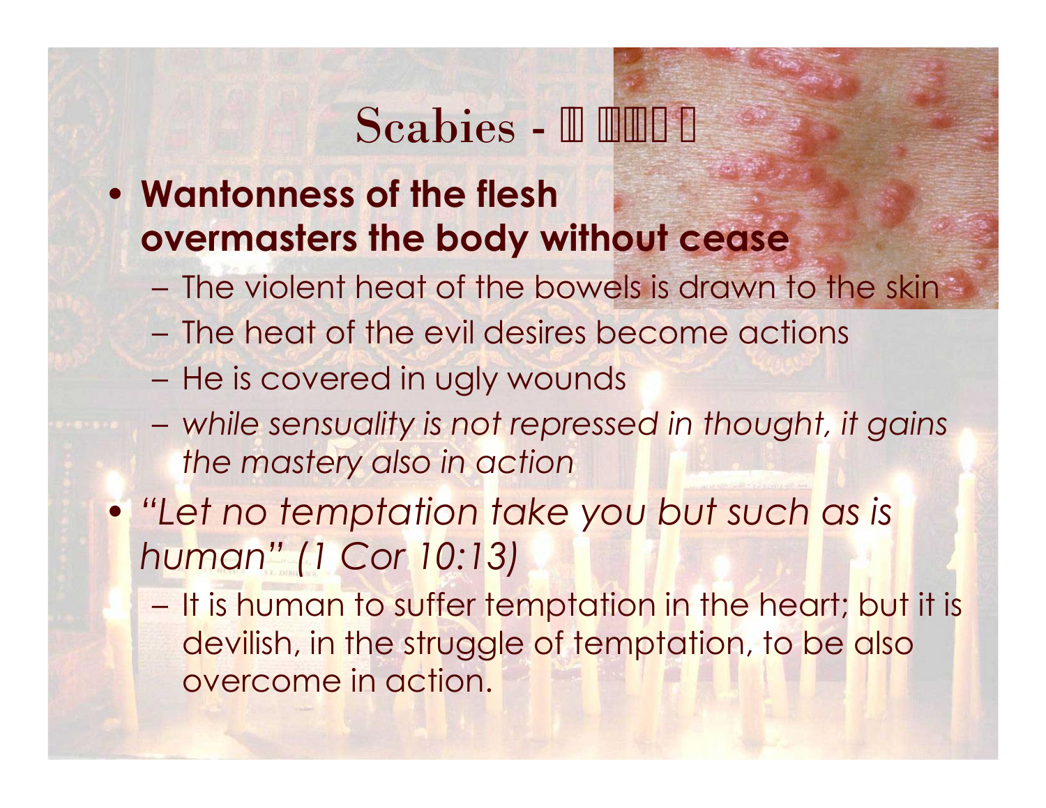# Scabies - 

- **Wantonness of the flesh overmasters the body without cease**
  - The violent heat of the bowels is drawn to the skin
  - The heat of the evil desires become actions
  - He is covered in ugly wounds
  - *while sensuality is not repressed in thought, it gains the mastery also in action*
- *"Let no temptation take you but such as is human" (1 Cor 10:13)*
  - It is human to suffer temptation in the heart; but it is devilish, in the struggle of temptation, to be also overcome in action.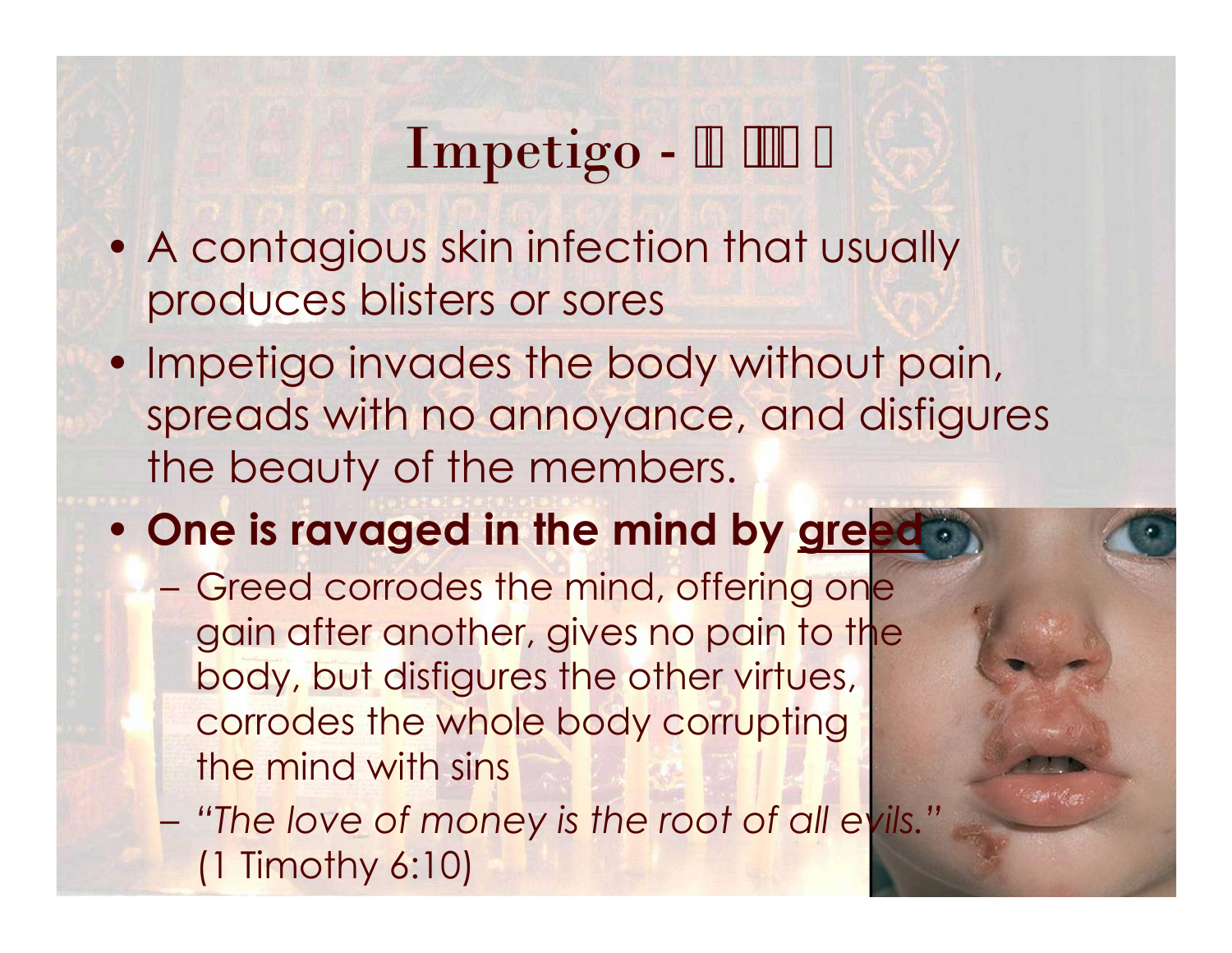# Impetigo - 

- A contagious skin infection that usually produces blisters or sores
- Impetigo invades the body without pain, spreads with no annoyance, and disfigures the beauty of the members.
- **One is ravaged in the mind by <u>greed</u>**
  - Greed corrodes the mind, offering one gain after another, gives no pain to the body, but disfigures the other virtues, corrodes the whole body corrupting the mind with sins
  - *"The love of money is the root of all evils."* (1 Timothy 6:10)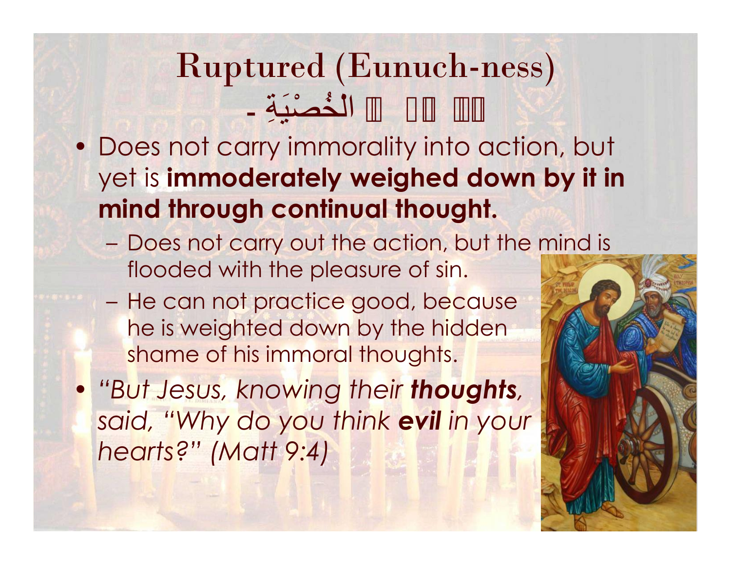# Ruptured (Eunuch-ness)

## الخُصْيَةِ -

- Does not carry immorality into action, but yet is **immoderately weighed down by it in mind through continual thought.**
  - Does not carry out the action, but the mind is flooded with the pleasure of sin.
  - He can not practice good, because he is weighted down by the hidden shame of his immoral thoughts.
- *"But Jesus, knowing their **thoughts**, said, "Why do you think **evil** in your hearts?" (Matt 9:4)*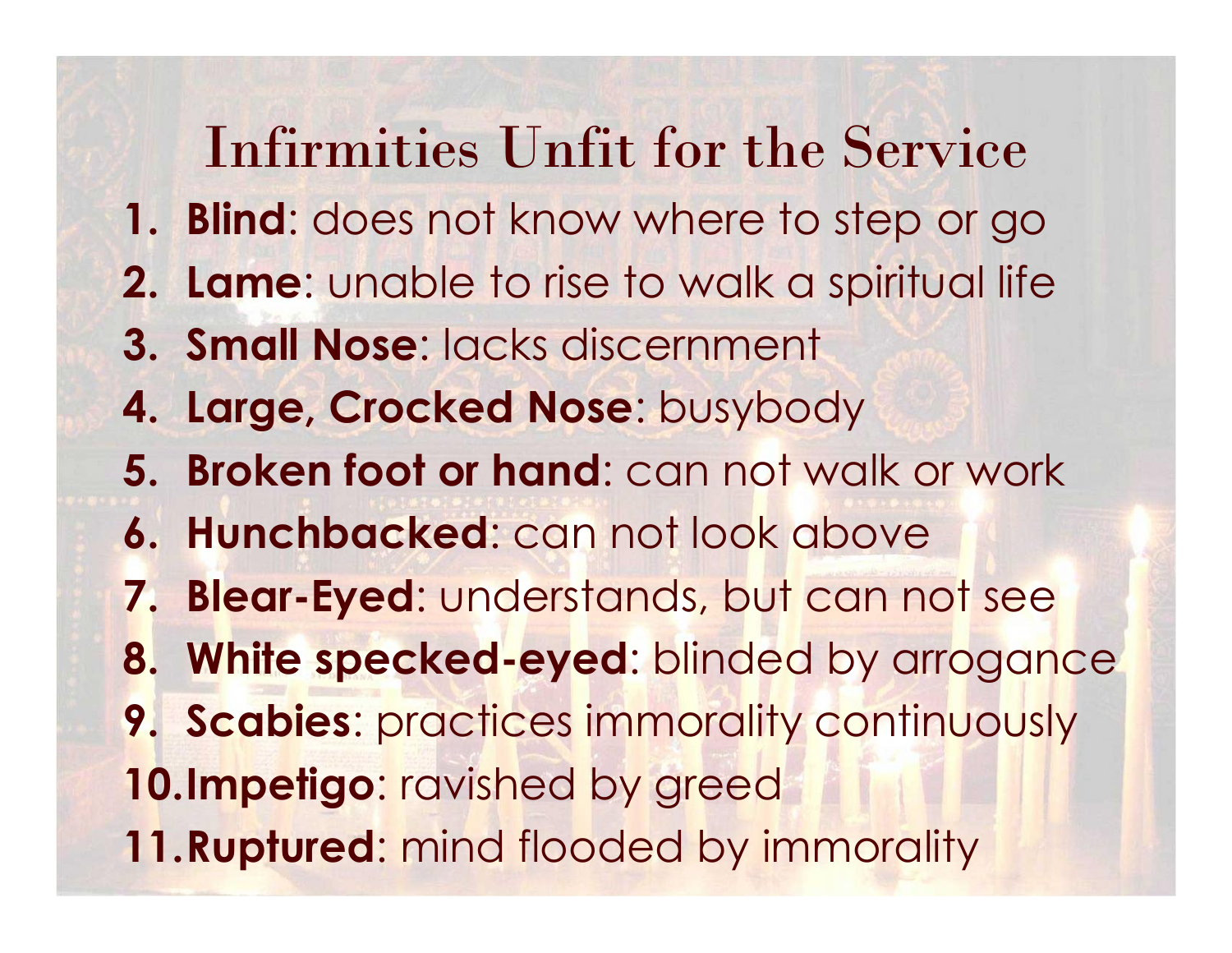# Infirmities Unfit for the Service

1. **Blind**: does not know where to step or go
2. **Lame**: unable to rise to walk a spiritual life
3. **Small Nose**: lacks discernment
4. **Large, Crocked Nose**: busybody
5. **Broken foot or hand**: can not walk or work
6. **Hunchbacked**: can not look above
7. **Blear-Eyed**: understands, but can not see
8. **White specked-eyed**: blinded by arrogance
9. **Scabies**: practices immorality continuously
10. **Impetigo**: ravished by greed
11. **Ruptured**: mind flooded by immorality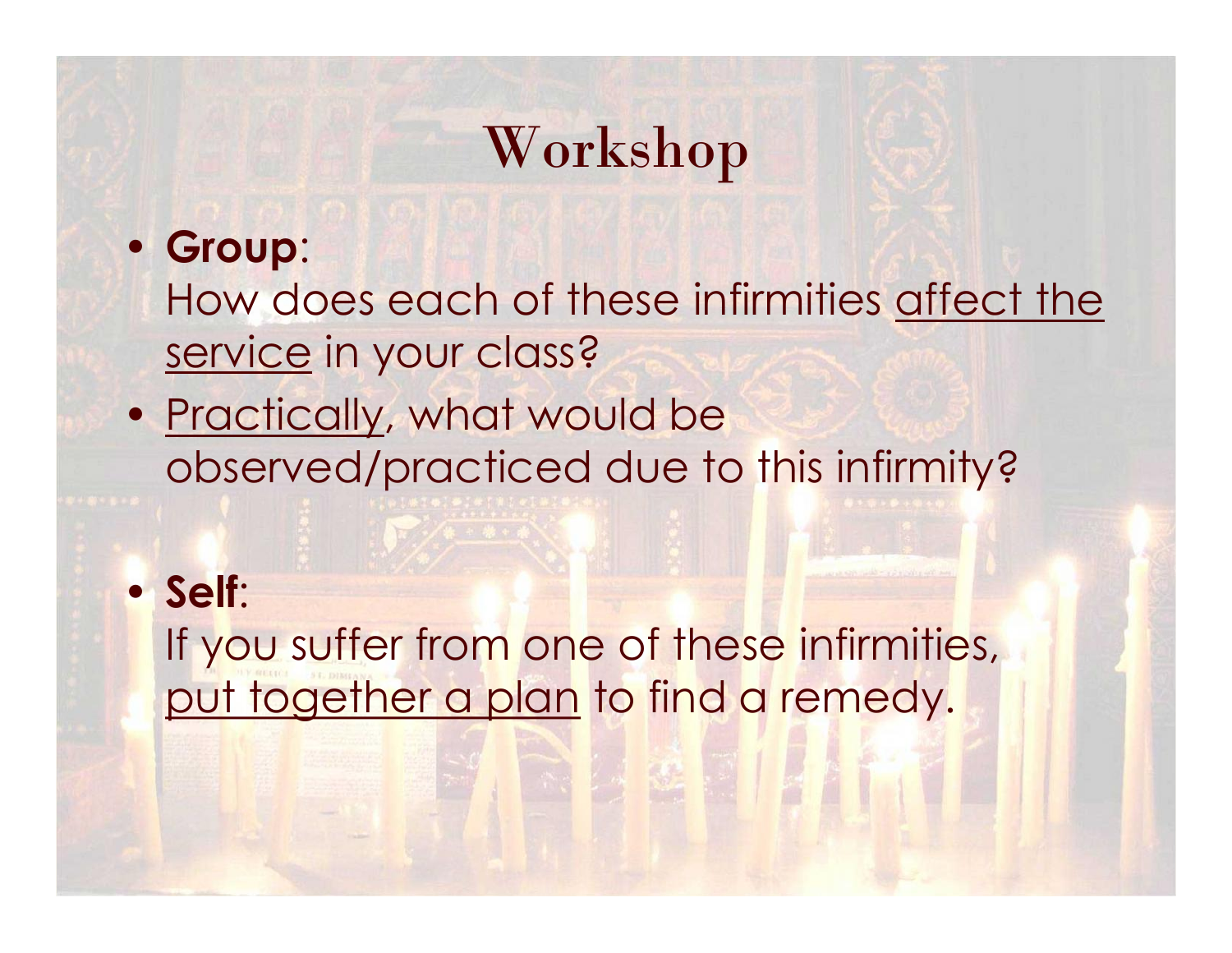# Workshop

- **Group**:
  How does each of these infirmities affect the service in your class?
- Practically, what would be observed/practiced due to this infirmity?

- **Self**:
  If you suffer from one of these infirmities, put together a plan to find a remedy.